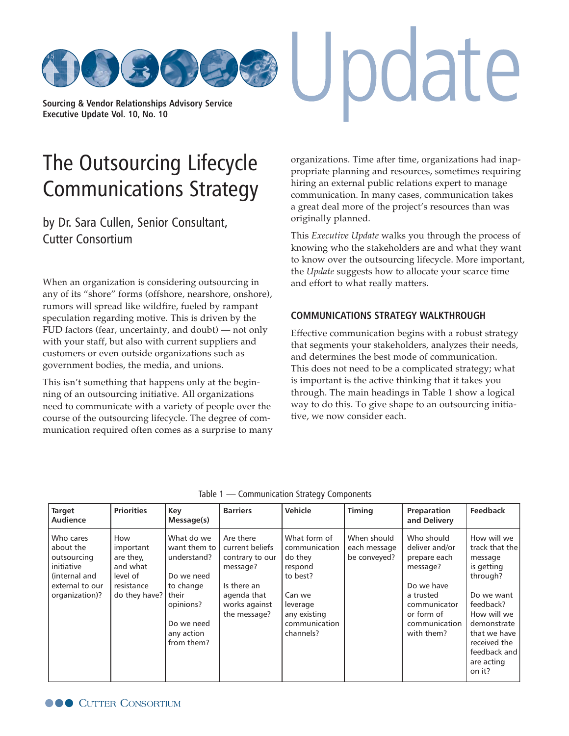Sourcing & Vendor Relationships Advisory Service
Executive Update Vol. 10, No. 10

# The Outsourcing Lifecycle Communications Strategy

by Dr. Sara Cullen, Senior Consultant, Cutter Consortium

When an organization is considering outsourcing in any of its "shore" forms (offshore, nearshore, onshore), rumors will spread like wildfire, fueled by rampant speculation regarding motive. This is driven by the FUD factors (fear, uncertainty, and doubt) — not only with your staff, but also with current suppliers and customers or even outside organizations such as government bodies, the media, and unions.

This isn't something that happens only at the beginning of an outsourcing initiative. All organizations need to communicate with a variety of people over the course of the outsourcing lifecycle. The degree of communication required often comes as a surprise to many organizations. Time after time, organizations had inappropriate planning and resources, sometimes requiring hiring an external public relations expert to manage communication. In many cases, communication takes a great deal more of the project's resources than was originally planned.

This *Executive Update* walks you through the process of knowing who the stakeholders are and what they want to know over the outsourcing lifecycle. More important, the *Update* suggests how to allocate your scarce time and effort to what really matters.

## COMMUNICATIONS STRATEGY WALKTHROUGH

Effective communication begins with a robust strategy that segments your stakeholders, analyzes their needs, and determines the best mode of communication. This does not need to be a complicated strategy; what is important is the active thinking that it takes you through. The main headings in Table 1 show a logical way to do this. To give shape to an outsourcing initiative, we now consider each.

Table 1 — Communication Strategy Components

| Target Audience | Priorities | Key Message(s) | Barriers | Vehicle | Timing | Preparation and Delivery | Feedback |
|---|---|---|---|---|---|---|---|
| Who cares about the outsourcing initiative (internal and external to our organization)? | How important are they, and what level of resistance do they have? | What do we want them to understand?<br><br>Do we need to change their opinions?<br><br>Do we need any action from them? | Are there current beliefs contrary to our message?<br><br>Is there an agenda that works against the message? | What form of communication do they respond to best?<br><br>Can we leverage any existing communication channels? | When should each message be conveyed? | Who should deliver and/or prepare each message?<br><br>Do we have a trusted communicator or form of communication with them? | How will we track that the message is getting through?<br><br>Do we want feedback? How will we demonstrate that we have received the feedback and are acting on it? |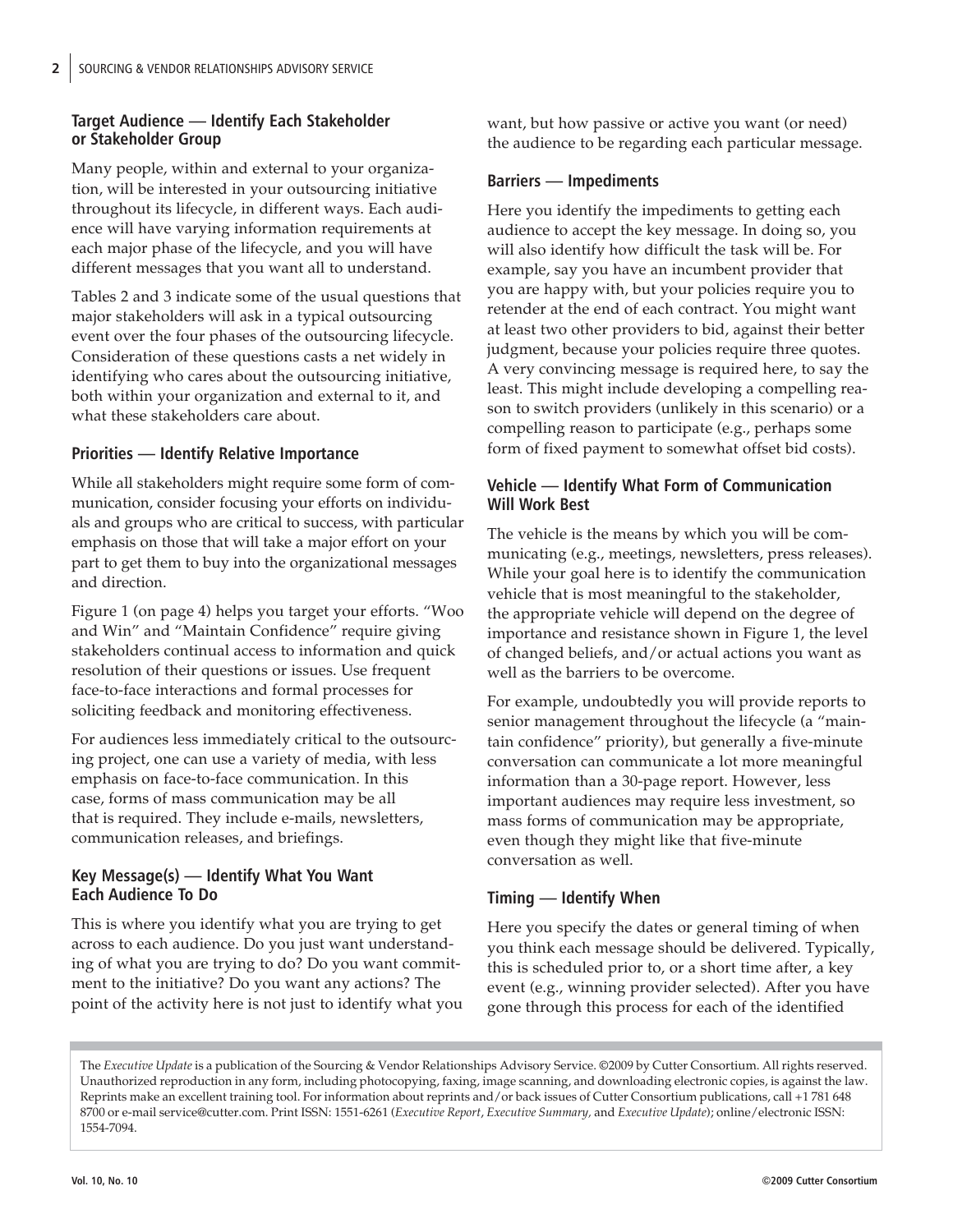### Target Audience — Identify Each Stakeholder or Stakeholder Group

Many people, within and external to your organization, will be interested in your outsourcing initiative throughout its lifecycle, in different ways. Each audience will have varying information requirements at each major phase of the lifecycle, and you will have different messages that you want all to understand.

Tables 2 and 3 indicate some of the usual questions that major stakeholders will ask in a typical outsourcing event over the four phases of the outsourcing lifecycle. Consideration of these questions casts a net widely in identifying who cares about the outsourcing initiative, both within your organization and external to it, and what these stakeholders care about.

### Priorities — Identify Relative Importance

While all stakeholders might require some form of communication, consider focusing your efforts on individuals and groups who are critical to success, with particular emphasis on those that will take a major effort on your part to get them to buy into the organizational messages and direction.

Figure 1 (on page 4) helps you target your efforts. "Woo and Win" and "Maintain Confidence" require giving stakeholders continual access to information and quick resolution of their questions or issues. Use frequent face-to-face interactions and formal processes for soliciting feedback and monitoring effectiveness.

For audiences less immediately critical to the outsourcing project, one can use a variety of media, with less emphasis on face-to-face communication. In this case, forms of mass communication may be all that is required. They include e-mails, newsletters, communication releases, and briefings.

### Key Message(s) — Identify What You Want Each Audience To Do

This is where you identify what you are trying to get across to each audience. Do you just want understanding of what you are trying to do? Do you want commitment to the initiative? Do you want any actions? The point of the activity here is not just to identify what you want, but how passive or active you want (or need) the audience to be regarding each particular message.

### Barriers — Impediments

Here you identify the impediments to getting each audience to accept the key message. In doing so, you will also identify how difficult the task will be. For example, say you have an incumbent provider that you are happy with, but your policies require you to retender at the end of each contract. You might want at least two other providers to bid, against their better judgment, because your policies require three quotes. A very convincing message is required here, to say the least. This might include developing a compelling reason to switch providers (unlikely in this scenario) or a compelling reason to participate (e.g., perhaps some form of fixed payment to somewhat offset bid costs).

### Vehicle — Identify What Form of Communication Will Work Best

The vehicle is the means by which you will be communicating (e.g., meetings, newsletters, press releases). While your goal here is to identify the communication vehicle that is most meaningful to the stakeholder, the appropriate vehicle will depend on the degree of importance and resistance shown in Figure 1, the level of changed beliefs, and/or actual actions you want as well as the barriers to be overcome.

For example, undoubtedly you will provide reports to senior management throughout the lifecycle (a "maintain confidence" priority), but generally a five-minute conversation can communicate a lot more meaningful information than a 30-page report. However, less important audiences may require less investment, so mass forms of communication may be appropriate, even though they might like that five-minute conversation as well.

### Timing — Identify When

Here you specify the dates or general timing of when you think each message should be delivered. Typically, this is scheduled prior to, or a short time after, a key event (e.g., winning provider selected). After you have gone through this process for each of the identified

The *Executive Update* is a publication of the Sourcing & Vendor Relationships Advisory Service. ©2009 by Cutter Consortium. All rights reserved. Unauthorized reproduction in any form, including photocopying, faxing, image scanning, and downloading electronic copies, is against the law. Reprints make an excellent training tool. For information about reprints and/or back issues of Cutter Consortium publications, call +1 781 648 8700 or e-mail service@cutter.com. Print ISSN: 1551-6261 (*Executive Report*, *Executive Summary*, and *Executive Update*); online/electronic ISSN: 1554-7094.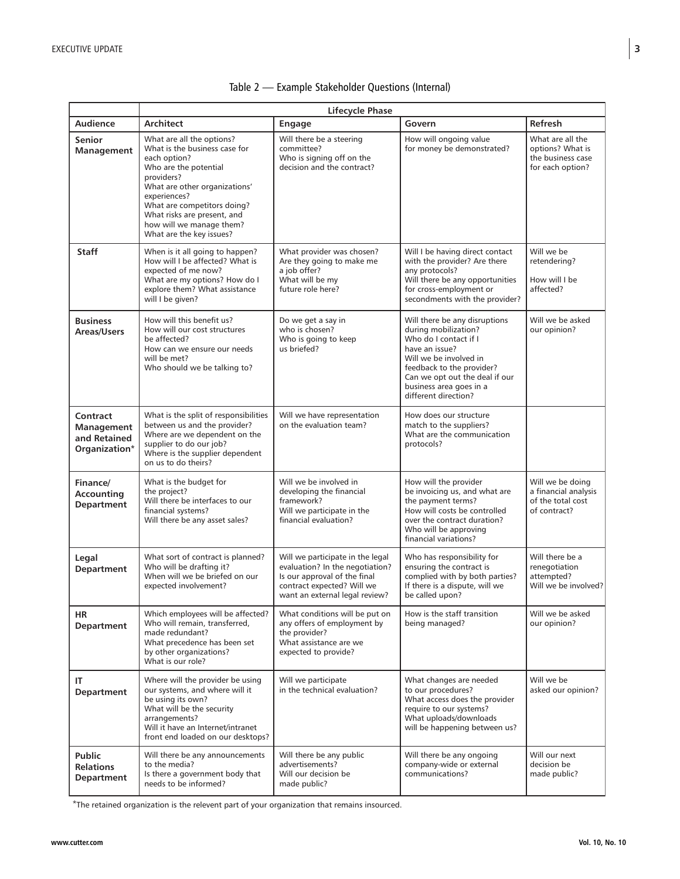Table 2 — Example Stakeholder Questions (Internal)

| | Lifecycle Phase | | | |
|---|---|---|---|---|
| **Audience** | **Architect** | **Engage** | **Govern** | **Refresh** |
| **Senior Management** | What are all the options? What is the business case for each option? Who are the potential providers? What are other organizations' experiences? What are competitors doing? What risks are present, and how will we manage them? What are the key issues? | Will there be a steering committee? Who is signing off on the decision and the contract? | How will ongoing value for money be demonstrated? | What are all the options? What is the business case for each option? |
| **Staff** | When is it all going to happen? How will I be affected? What is expected of me now? What are my options? How do I explore them? What assistance will I be given? | What provider was chosen? Are they going to make me a job offer? What will be my future role here? | Will I be having direct contact with the provider? Are there any protocols? Will there be any opportunities for cross-employment or secondments with the provider? | Will we be retendering? How will I be affected? |
| **Business Areas/Users** | How will this benefit us? How will our cost structures be affected? How can we ensure our needs will be met? Who should we be talking to? | Do we get a say in who is chosen? Who is going to keep us briefed? | Will there be any disruptions during mobilization? Who do I contact if I have an issue? Will we be involved in feedback to the provider? Can we opt out the deal if our business area goes in a different direction? | Will we be asked our opinion? |
| **Contract Management and Retained Organization*** | What is the split of responsibilities between us and the provider? Where are we dependent on the supplier to do our job? Where is the supplier dependent on us to do theirs? | Will we have representation on the evaluation team? | How does our structure match to the suppliers? What are the communication protocols? | |
| **Finance/ Accounting Department** | What is the budget for the project? Will there be interfaces to our financial systems? Will there be any asset sales? | Will we be involved in developing the financial framework? Will we participate in the financial evaluation? | How will the provider be invoicing us, and what are the payment terms? How will costs be controlled over the contract duration? Who will be approving financial variations? | Will we be doing a financial analysis of the total cost of contract? |
| **Legal Department** | What sort of contract is planned? Who will be drafting it? When will we be briefed on our expected involvement? | Will we participate in the legal evaluation? In the negotiation? Is our approval of the final contract expected? Will we want an external legal review? | Who has responsibility for ensuring the contract is complied with by both parties? If there is a dispute, will we be called upon? | Will there be a renegotiation attempted? Will we be involved? |
| **HR Department** | Which employees will be affected? Who will remain, transferred, made redundant? What precedence has been set by other organizations? What is our role? | What conditions will be put on any offers of employment by the provider? What assistance are we expected to provide? | How is the staff transition being managed? | Will we be asked our opinion? |
| **IT Department** | Where will the provider be using our systems, and where will it be using its own? What will be the security arrangements? Will it have an Internet/intranet front end loaded on our desktops? | Will we participate in the technical evaluation? | What changes are needed to our procedures? What access does the provider require to our systems? What uploads/downloads will be happening between us? | Will we be asked our opinion? |
| **Public Relations Department** | Will there be any announcements to the media? Is there a government body that needs to be informed? | Will there be any public advertisements? Will our decision be made public? | Will there be any ongoing company-wide or external communications? | Will our next decision be made public? |

*The retained organization is the relevent part of your organization that remains insourced.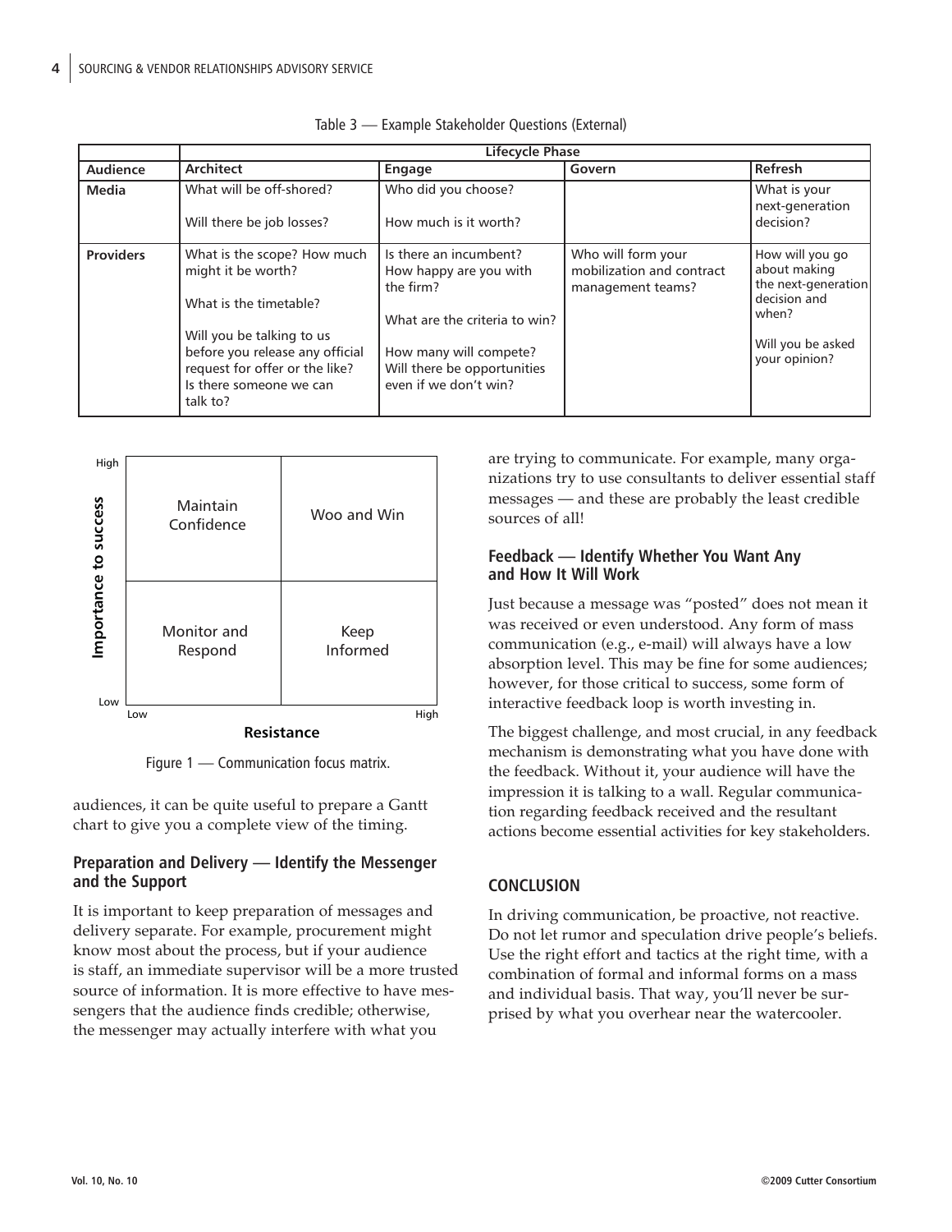Table 3 — Example Stakeholder Questions (External)

| | Lifecycle Phase | | | |
|---|---|---|---|---|
| **Audience** | **Architect** | **Engage** | **Govern** | **Refresh** |
| **Media** | What will be off-shored?<br><br>Will there be job losses? | Who did you choose?<br><br>How much is it worth? | | What is your next-generation decision? |
| **Providers** | What is the scope? How much might it be worth?<br><br>What is the timetable?<br><br>Will you be talking to us before you release any official request for offer or the like? Is there someone we can talk to? | Is there an incumbent? How happy are you with the firm?<br><br>What are the criteria to win?<br><br>How many will compete? Will there be opportunities even if we don't win? | Who will form your mobilization and contract management teams? | How will you go about making the next-generation decision and when?<br><br>Will you be asked your opinion? |

| Importance to success \ Resistance | Low | High |
|---|---|---|
| High | Maintain Confidence | Woo and Win |
| Low | Monitor and Respond | Keep Informed |

Figure 1 — Communication focus matrix.

audiences, it can be quite useful to prepare a Gantt chart to give you a complete view of the timing.

### Preparation and Delivery — Identify the Messenger and the Support

It is important to keep preparation of messages and delivery separate. For example, procurement might know most about the process, but if your audience is staff, an immediate supervisor will be a more trusted source of information. It is more effective to have messengers that the audience finds credible; otherwise, the messenger may actually interfere with what you are trying to communicate. For example, many organizations try to use consultants to deliver essential staff messages — and these are probably the least credible sources of all!

### Feedback — Identify Whether You Want Any and How It Will Work

Just because a message was "posted" does not mean it was received or even understood. Any form of mass communication (e.g., e-mail) will always have a low absorption level. This may be fine for some audiences; however, for those critical to success, some form of interactive feedback loop is worth investing in.

The biggest challenge, and most crucial, in any feedback mechanism is demonstrating what you have done with the feedback. Without it, your audience will have the impression it is talking to a wall. Regular communication regarding feedback received and the resultant actions become essential activities for key stakeholders.

## CONCLUSION

In driving communication, be proactive, not reactive. Do not let rumor and speculation drive people's beliefs. Use the right effort and tactics at the right time, with a combination of formal and informal forms on a mass and individual basis. That way, you'll never be surprised by what you overhear near the watercooler.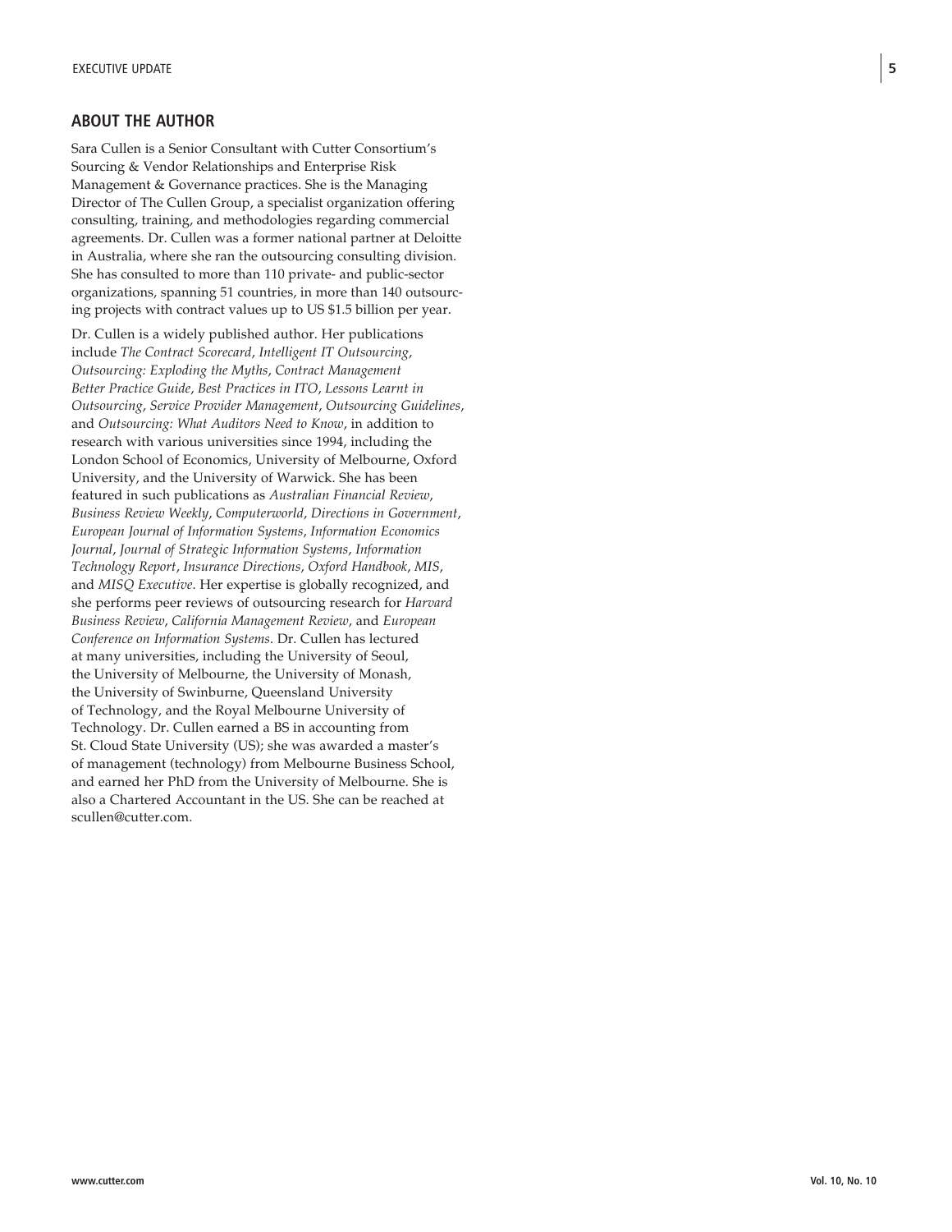## ABOUT THE AUTHOR

Sara Cullen is a Senior Consultant with Cutter Consortium's Sourcing & Vendor Relationships and Enterprise Risk Management & Governance practices. She is the Managing Director of The Cullen Group, a specialist organization offering consulting, training, and methodologies regarding commercial agreements. Dr. Cullen was a former national partner at Deloitte in Australia, where she ran the outsourcing consulting division. She has consulted to more than 110 private- and public-sector organizations, spanning 51 countries, in more than 140 outsourcing projects with contract values up to US $1.5 billion per year.

Dr. Cullen is a widely published author. Her publications include *The Contract Scorecard*, *Intelligent IT Outsourcing*, *Outsourcing: Exploding the Myths*, *Contract Management Better Practice Guide*, *Best Practices in ITO*, *Lessons Learnt in Outsourcing*, *Service Provider Management*, *Outsourcing Guidelines*, and *Outsourcing: What Auditors Need to Know*, in addition to research with various universities since 1994, including the London School of Economics, University of Melbourne, Oxford University, and the University of Warwick. She has been featured in such publications as *Australian Financial Review*, *Business Review Weekly*, *Computerworld*, *Directions in Government*, *European Journal of Information Systems*, *Information Economics Journal*, *Journal of Strategic Information Systems*, *Information Technology Report*, *Insurance Directions*, *Oxford Handbook*, *MIS*, and *MISQ Executive*. Her expertise is globally recognized, and she performs peer reviews of outsourcing research for *Harvard Business Review*, *California Management Review*, and *European Conference on Information Systems*. Dr. Cullen has lectured at many universities, including the University of Seoul, the University of Melbourne, the University of Monash, the University of Swinburne, Queensland University of Technology, and the Royal Melbourne University of Technology. Dr. Cullen earned a BS in accounting from St. Cloud State University (US); she was awarded a master's of management (technology) from Melbourne Business School, and earned her PhD from the University of Melbourne. She is also a Chartered Accountant in the US. She can be reached at scullen@cutter.com.